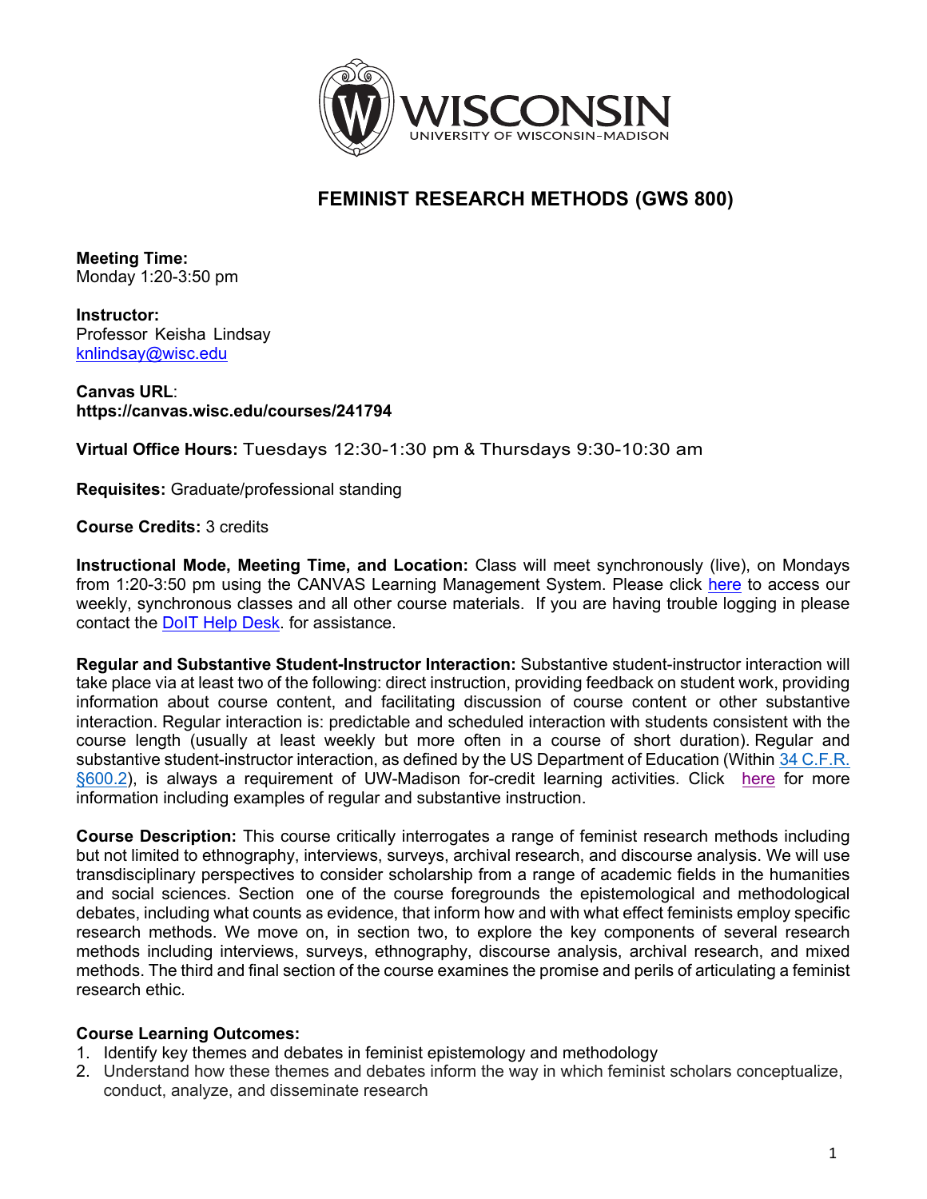# FEMINIST RESEARCH METHODS (GWS 800)

**Meeting Time:**
Monday 1:20-3:50 pm

**Instructor:**
Professor Keisha Lindsay
knlindsay@wisc.edu

**Canvas URL**:
**https://canvas.wisc.edu/courses/241794**

**Virtual Office Hours:** Tuesdays 12:30-1:30 pm & Thursdays 9:30-10:30 am

**Requisites:** Graduate/professional standing

**Course Credits:** 3 credits

**Instructional Mode, Meeting Time, and Location:** Class will meet synchronously (live), on Mondays from 1:20-3:50 pm using the CANVAS Learning Management System. Please click here to access our weekly, synchronous classes and all other course materials. If you are having trouble logging in please contact the DoIT Help Desk. for assistance.

**Regular and Substantive Student-Instructor Interaction:** Substantive student-instructor interaction will take place via at least two of the following: direct instruction, providing feedback on student work, providing information about course content, and facilitating discussion of course content or other substantive interaction. Regular interaction is: predictable and scheduled interaction with students consistent with the course length (usually at least weekly but more often in a course of short duration). Regular and substantive student-instructor interaction, as defined by the US Department of Education (Within 34 C.F.R. §600.2), is always a requirement of UW-Madison for-credit learning activities. Click here for more information including examples of regular and substantive instruction.

**Course Description:** This course critically interrogates a range of feminist research methods including but not limited to ethnography, interviews, surveys, archival research, and discourse analysis. We will use transdisciplinary perspectives to consider scholarship from a range of academic fields in the humanities and social sciences. Section one of the course foregrounds the epistemological and methodological debates, including what counts as evidence, that inform how and with what effect feminists employ specific research methods. We move on, in section two, to explore the key components of several research methods including interviews, surveys, ethnography, discourse analysis, archival research, and mixed methods. The third and final section of the course examines the promise and perils of articulating a feminist research ethic.

**Course Learning Outcomes:**

1. Identify key themes and debates in feminist epistemology and methodology
2. Understand how these themes and debates inform the way in which feminist scholars conceptualize, conduct, analyze, and disseminate research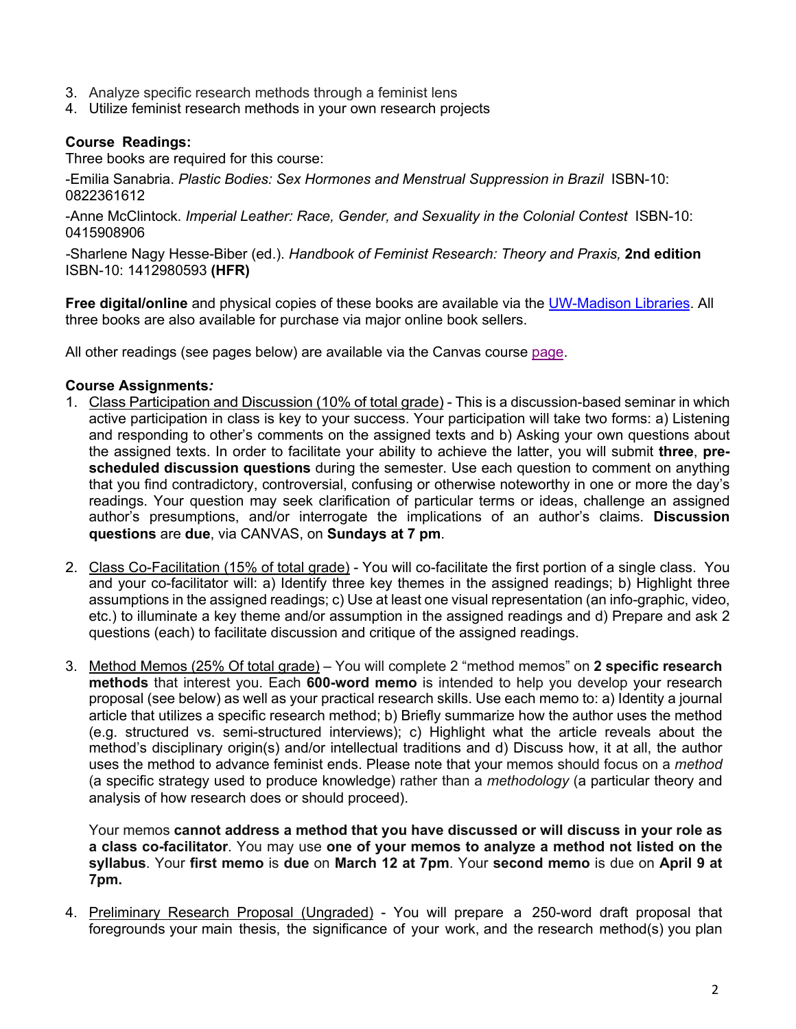3. Analyze specific research methods through a feminist lens
4. Utilize feminist research methods in your own research projects

**Course Readings:**

Three books are required for this course:

-Emilia Sanabria. *Plastic Bodies: Sex Hormones and Menstrual Suppression in Brazil* ISBN-10: 0822361612

-Anne McClintock. *Imperial Leather: Race, Gender, and Sexuality in the Colonial Contest* ISBN-10: 0415908906

-Sharlene Nagy Hesse-Biber (ed.). *Handbook of Feminist Research: Theory and Praxis,* **2nd edition** ISBN-10: 1412980593 **(HFR)**

**Free digital/online** and physical copies of these books are available via the UW-Madison Libraries. All three books are also available for purchase via major online book sellers.

All other readings (see pages below) are available via the Canvas course page.

**Course Assignments*:***

1. Class Participation and Discussion (10% of total grade) - This is a discussion-based seminar in which active participation in class is key to your success. Your participation will take two forms: a) Listening and responding to other's comments on the assigned texts and b) Asking your own questions about the assigned texts. In order to facilitate your ability to achieve the latter, you will submit **three**, **pre-scheduled discussion questions** during the semester. Use each question to comment on anything that you find contradictory, controversial, confusing or otherwise noteworthy in one or more the day's readings. Your question may seek clarification of particular terms or ideas, challenge an assigned author's presumptions, and/or interrogate the implications of an author's claims. **Discussion questions** are **due**, via CANVAS, on **Sundays at 7 pm**.

2. Class Co-Facilitation (15% of total grade) - You will co-facilitate the first portion of a single class. You and your co-facilitator will: a) Identify three key themes in the assigned readings; b) Highlight three assumptions in the assigned readings; c) Use at least one visual representation (an info-graphic, video, etc.) to illuminate a key theme and/or assumption in the assigned readings and d) Prepare and ask 2 questions (each) to facilitate discussion and critique of the assigned readings.

3. Method Memos (25% Of total grade) – You will complete 2 "method memos" on **2 specific research methods** that interest you. Each **600-word memo** is intended to help you develop your research proposal (see below) as well as your practical research skills. Use each memo to: a) Identity a journal article that utilizes a specific research method; b) Briefly summarize how the author uses the method (e.g. structured vs. semi-structured interviews); c) Highlight what the article reveals about the method's disciplinary origin(s) and/or intellectual traditions and d) Discuss how, it at all, the author uses the method to advance feminist ends. Please note that your memos should focus on a *method* (a specific strategy used to produce knowledge) rather than a *methodology* (a particular theory and analysis of how research does or should proceed).

   Your memos **cannot address a method that you have discussed or will discuss in your role as a class co-facilitator**. You may use **one of your memos to analyze a method not listed on the syllabus**. Your **first memo** is **due** on **March 12 at 7pm**. Your **second memo** is due on **April 9 at 7pm.**

4. Preliminary Research Proposal (Ungraded) - You will prepare a 250-word draft proposal that foregrounds your main thesis, the significance of your work, and the research method(s) you plan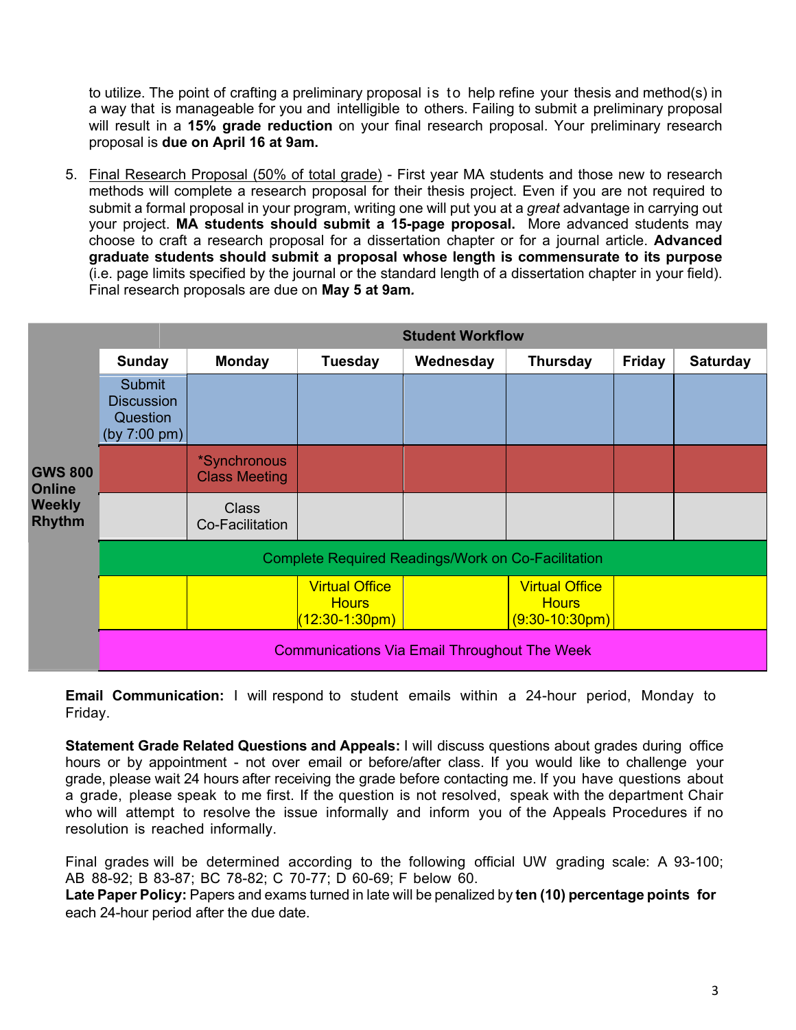to utilize. The point of crafting a preliminary proposal is to help refine your thesis and method(s) in a way that is manageable for you and intelligible to others. Failing to submit a preliminary proposal will result in a **15% grade reduction** on your final research proposal. Your preliminary research proposal is **due on April 16 at 9am.**

5. Final Research Proposal (50% of total grade) - First year MA students and those new to research methods will complete a research proposal for their thesis project. Even if you are not required to submit a formal proposal in your program, writing one will put you at a *great* advantage in carrying out your project. **MA students should submit a 15-page proposal.** More advanced students may choose to craft a research proposal for a dissertation chapter or for a journal article. **Advanced graduate students should submit a proposal whose length is commensurate to its purpose** (i.e. page limits specified by the journal or the standard length of a dissertation chapter in your field). Final research proposals are due on **May 5 at 9am.**

| | Student Workflow | | | | | | |
|---|---|---|---|---|---|---|---|
| | **Sunday** | **Monday** | **Tuesday** | **Wednesday** | **Thursday** | **Friday** | **Saturday** |
| **GWS 800 Online Weekly Rhythm** | Submit Discussion Question (by 7:00 pm) | | | | | | |
| | | *Synchronous Class Meeting | | | | | |
| | | Class Co-Facilitation | | | | | |
| | Complete Required Readings/Work on Co-Facilitation | | | | | | |
| | | | Virtual Office Hours (12:30-1:30pm) | | Virtual Office Hours (9:30-10:30pm) | | |
| | Communications Via Email Throughout The Week | | | | | | |

**Email Communication:** I will respond to student emails within a 24-hour period, Monday to Friday.

**Statement Grade Related Questions and Appeals:** I will discuss questions about grades during office hours or by appointment - not over email or before/after class. If you would like to challenge your grade, please wait 24 hours after receiving the grade before contacting me. If you have questions about a grade, please speak to me first. If the question is not resolved, speak with the department Chair who will attempt to resolve the issue informally and inform you of the Appeals Procedures if no resolution is reached informally.

Final grades will be determined according to the following official UW grading scale: A 93-100; AB 88-92; B 83-87; BC 78-82; C 70-77; D 60-69; F below 60.
**Late Paper Policy:** Papers and exams turned in late will be penalized by **ten (10) percentage points for** each 24-hour period after the due date.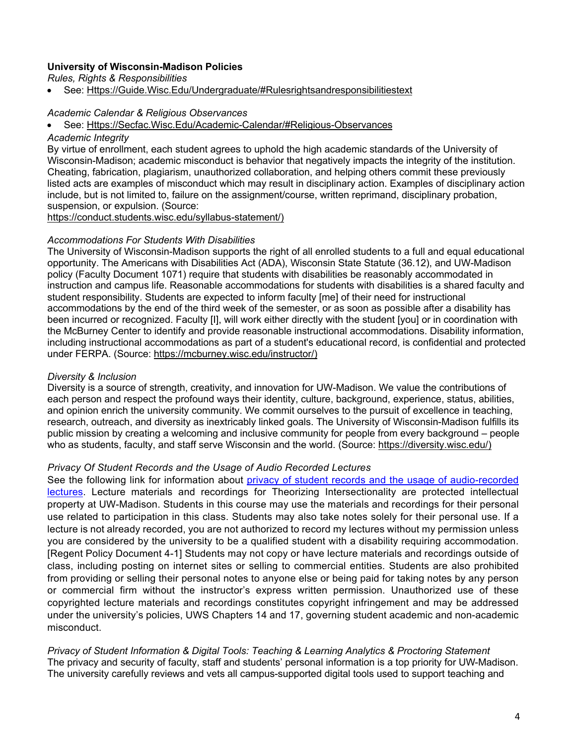**University of Wisconsin-Madison Policies**

*Rules, Rights & Responsibilities*

- See: Https://Guide.Wisc.Edu/Undergraduate/#Rulesrightsandresponsibilitiestext

*Academic Calendar & Religious Observances*

- See: Https://Secfac.Wisc.Edu/Academic-Calendar/#Religious-Observances

*Academic Integrity*

By virtue of enrollment, each student agrees to uphold the high academic standards of the University of Wisconsin-Madison; academic misconduct is behavior that negatively impacts the integrity of the institution. Cheating, fabrication, plagiarism, unauthorized collaboration, and helping others commit these previously listed acts are examples of misconduct which may result in disciplinary action. Examples of disciplinary action include, but is not limited to, failure on the assignment/course, written reprimand, disciplinary probation, suspension, or expulsion. (Source: https://conduct.students.wisc.edu/syllabus-statement/)

*Accommodations For Students With Disabilities*

The University of Wisconsin-Madison supports the right of all enrolled students to a full and equal educational opportunity. The Americans with Disabilities Act (ADA), Wisconsin State Statute (36.12), and UW-Madison policy (Faculty Document 1071) require that students with disabilities be reasonably accommodated in instruction and campus life. Reasonable accommodations for students with disabilities is a shared faculty and student responsibility. Students are expected to inform faculty [me] of their need for instructional accommodations by the end of the third week of the semester, or as soon as possible after a disability has been incurred or recognized. Faculty [I], will work either directly with the student [you] or in coordination with the McBurney Center to identify and provide reasonable instructional accommodations. Disability information, including instructional accommodations as part of a student's educational record, is confidential and protected under FERPA. (Source: https://mcburney.wisc.edu/instructor/)

*Diversity & Inclusion*

Diversity is a source of strength, creativity, and innovation for UW-Madison. We value the contributions of each person and respect the profound ways their identity, culture, background, experience, status, abilities, and opinion enrich the university community. We commit ourselves to the pursuit of excellence in teaching, research, outreach, and diversity as inextricably linked goals. The University of Wisconsin-Madison fulfills its public mission by creating a welcoming and inclusive community for people from every background – people who as students, faculty, and staff serve Wisconsin and the world. (Source: https://diversity.wisc.edu/)

*Privacy Of Student Records and the Usage of Audio Recorded Lectures*

See the following link for information about privacy of student records and the usage of audio-recorded lectures. Lecture materials and recordings for Theorizing Intersectionality are protected intellectual property at UW-Madison. Students in this course may use the materials and recordings for their personal use related to participation in this class. Students may also take notes solely for their personal use. If a lecture is not already recorded, you are not authorized to record my lectures without my permission unless you are considered by the university to be a qualified student with a disability requiring accommodation. [Regent Policy Document 4-1] Students may not copy or have lecture materials and recordings outside of class, including posting on internet sites or selling to commercial entities. Students are also prohibited from providing or selling their personal notes to anyone else or being paid for taking notes by any person or commercial firm without the instructor's express written permission. Unauthorized use of these copyrighted lecture materials and recordings constitutes copyright infringement and may be addressed under the university's policies, UWS Chapters 14 and 17, governing student academic and non-academic misconduct.

*Privacy of Student Information & Digital Tools: Teaching & Learning Analytics & Proctoring Statement*

The privacy and security of faculty, staff and students' personal information is a top priority for UW-Madison. The university carefully reviews and vets all campus-supported digital tools used to support teaching and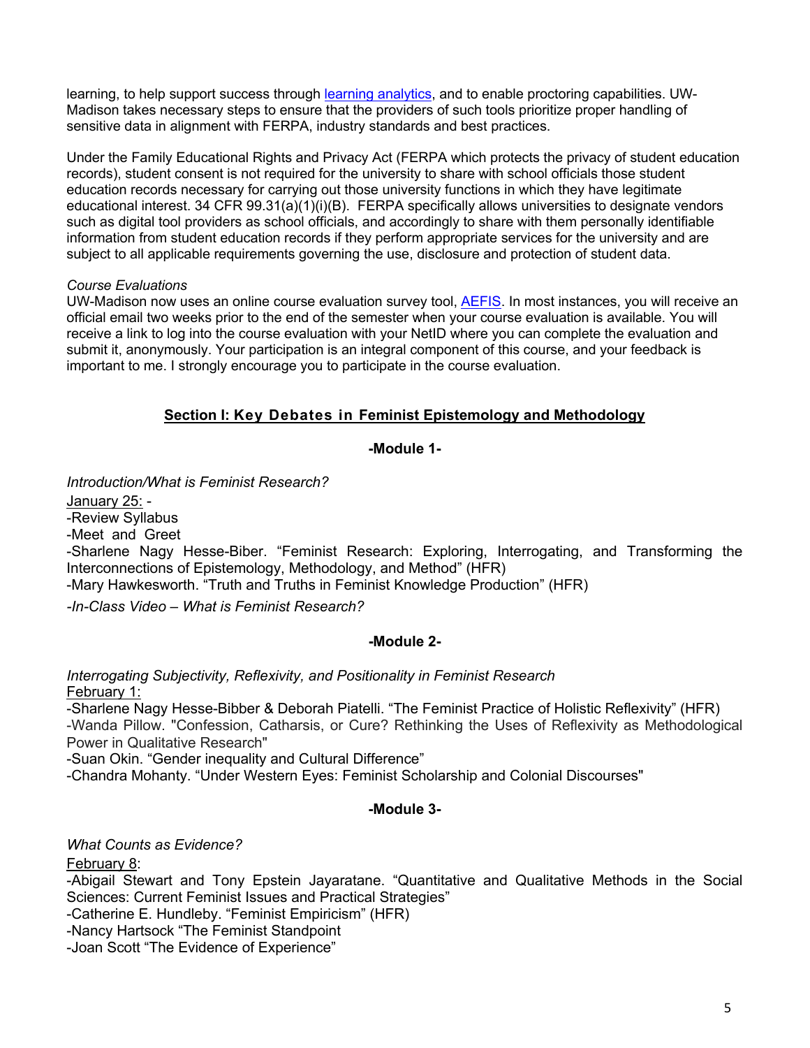learning, to help support success through [learning analytics](), and to enable proctoring capabilities. UW-Madison takes necessary steps to ensure that the providers of such tools prioritize proper handling of sensitive data in alignment with FERPA, industry standards and best practices.

Under the Family Educational Rights and Privacy Act (FERPA which protects the privacy of student education records), student consent is not required for the university to share with school officials those student education records necessary for carrying out those university functions in which they have legitimate educational interest. 34 CFR 99.31(a)(1)(i)(B). FERPA specifically allows universities to designate vendors such as digital tool providers as school officials, and accordingly to share with them personally identifiable information from student education records if they perform appropriate services for the university and are subject to all applicable requirements governing the use, disclosure and protection of student data.

*Course Evaluations*
UW-Madison now uses an online course evaluation survey tool, [AEFIS](). In most instances, you will receive an official email two weeks prior to the end of the semester when your course evaluation is available. You will receive a link to log into the course evaluation with your NetID where you can complete the evaluation and submit it, anonymously. Your participation is an integral component of this course, and your feedback is important to me. I strongly encourage you to participate in the course evaluation.

## Section I: Key Debates in Feminist Epistemology and Methodology

### -Module 1-

*Introduction/What is Feminist Research?*
January 25: -
-Review Syllabus
-Meet and Greet
-Sharlene Nagy Hesse-Biber. "Feminist Research: Exploring, Interrogating, and Transforming the Interconnections of Epistemology, Methodology, and Method" (HFR)
-Mary Hawkesworth. "Truth and Truths in Feminist Knowledge Production" (HFR)
*-In-Class Video – What is Feminist Research?*

### -Module 2-

*Interrogating Subjectivity, Reflexivity, and Positionality in Feminist Research*
February 1:
-Sharlene Nagy Hesse-Bibber & Deborah Piatelli. "The Feminist Practice of Holistic Reflexivity" (HFR)
-Wanda Pillow. "Confession, Catharsis, or Cure? Rethinking the Uses of Reflexivity as Methodological Power in Qualitative Research"
-Suan Okin. "Gender inequality and Cultural Difference"
-Chandra Mohanty. "Under Western Eyes: Feminist Scholarship and Colonial Discourses"

### -Module 3-

*What Counts as Evidence?*
February 8:
-Abigail Stewart and Tony Epstein Jayaratane. "Quantitative and Qualitative Methods in the Social Sciences: Current Feminist Issues and Practical Strategies"
-Catherine E. Hundleby. "Feminist Empiricism" (HFR)
-Nancy Hartsock "The Feminist Standpoint
-Joan Scott "The Evidence of Experience"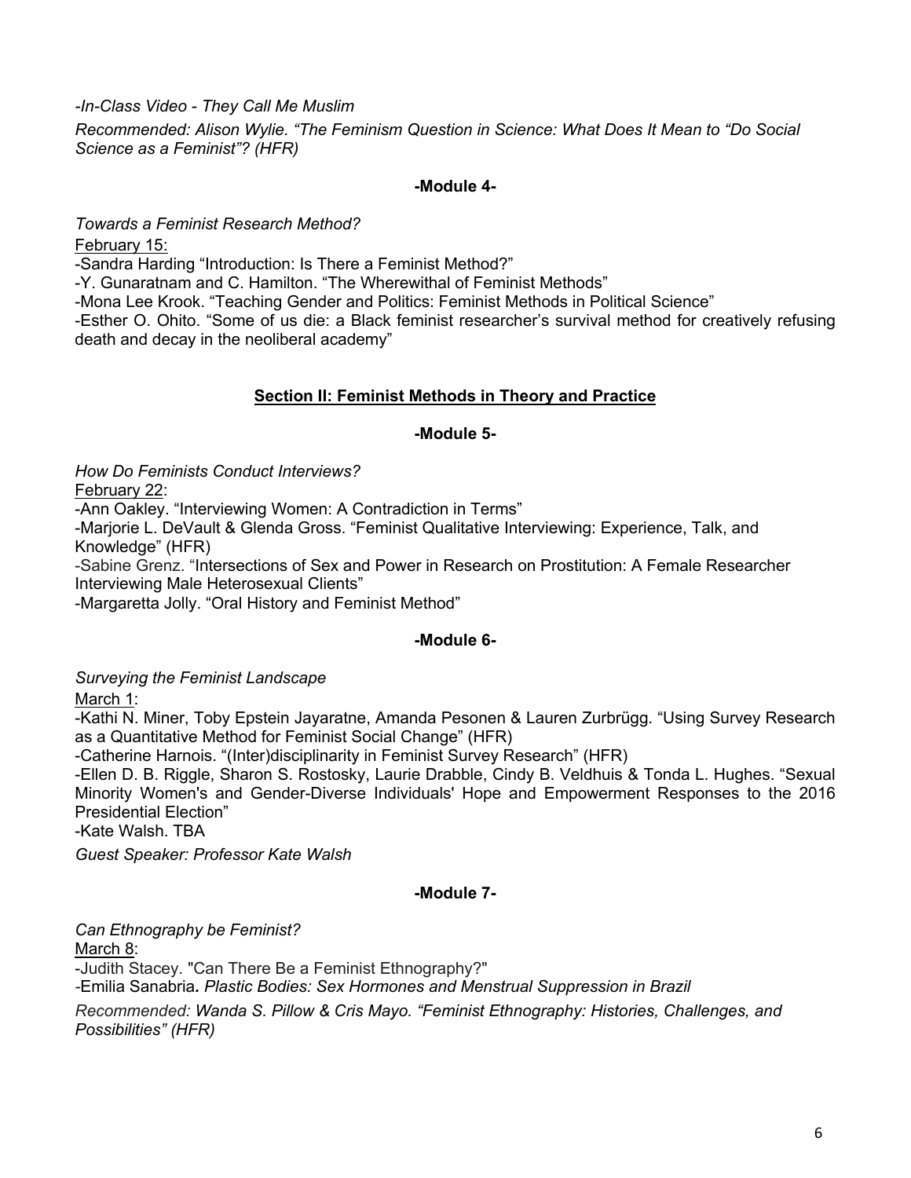*-In-Class Video - They Call Me Muslim*

*Recommended: Alison Wylie. "The Feminism Question in Science: What Does It Mean to "Do Social Science as a Feminist"? (HFR)*

**-Module 4-**

*Towards a Feminist Research Method?*

February 15:

-Sandra Harding "Introduction: Is There a Feminist Method?"

-Y. Gunaratnam and C. Hamilton. "The Wherewithal of Feminist Methods"

-Mona Lee Krook. "Teaching Gender and Politics: Feminist Methods in Political Science"

-Esther O. Ohito. "Some of us die: a Black feminist researcher's survival method for creatively refusing death and decay in the neoliberal academy"

## Section II: Feminist Methods in Theory and Practice

**-Module 5-**

*How Do Feminists Conduct Interviews?*

February 22:

-Ann Oakley. "Interviewing Women: A Contradiction in Terms"

-Marjorie L. DeVault & Glenda Gross. "Feminist Qualitative Interviewing: Experience, Talk, and Knowledge" (HFR)

-Sabine Grenz. "Intersections of Sex and Power in Research on Prostitution: A Female Researcher Interviewing Male Heterosexual Clients"

-Margaretta Jolly. "Oral History and Feminist Method"

**-Module 6-**

*Surveying the Feminist Landscape*

March 1:

-Kathi N. Miner, Toby Epstein Jayaratne, Amanda Pesonen & Lauren Zurbrügg. "Using Survey Research as a Quantitative Method for Feminist Social Change" (HFR)

-Catherine Harnois. "(Inter)disciplinarity in Feminist Survey Research" (HFR)

-Ellen D. B. Riggle, Sharon S. Rostosky, Laurie Drabble, Cindy B. Veldhuis & Tonda L. Hughes. "Sexual Minority Women's and Gender-Diverse Individuals' Hope and Empowerment Responses to the 2016 Presidential Election"

-Kate Walsh. TBA

*Guest Speaker: Professor Kate Walsh*

**-Module 7-**

*Can Ethnography be Feminist?*

March 8:

-Judith Stacey. "Can There Be a Feminist Ethnography?"

-Emilia Sanabria. *Plastic Bodies: Sex Hormones and Menstrual Suppression in Brazil*

*Recommended: Wanda S. Pillow & Cris Mayo. "Feminist Ethnography: Histories, Challenges, and Possibilities" (HFR)*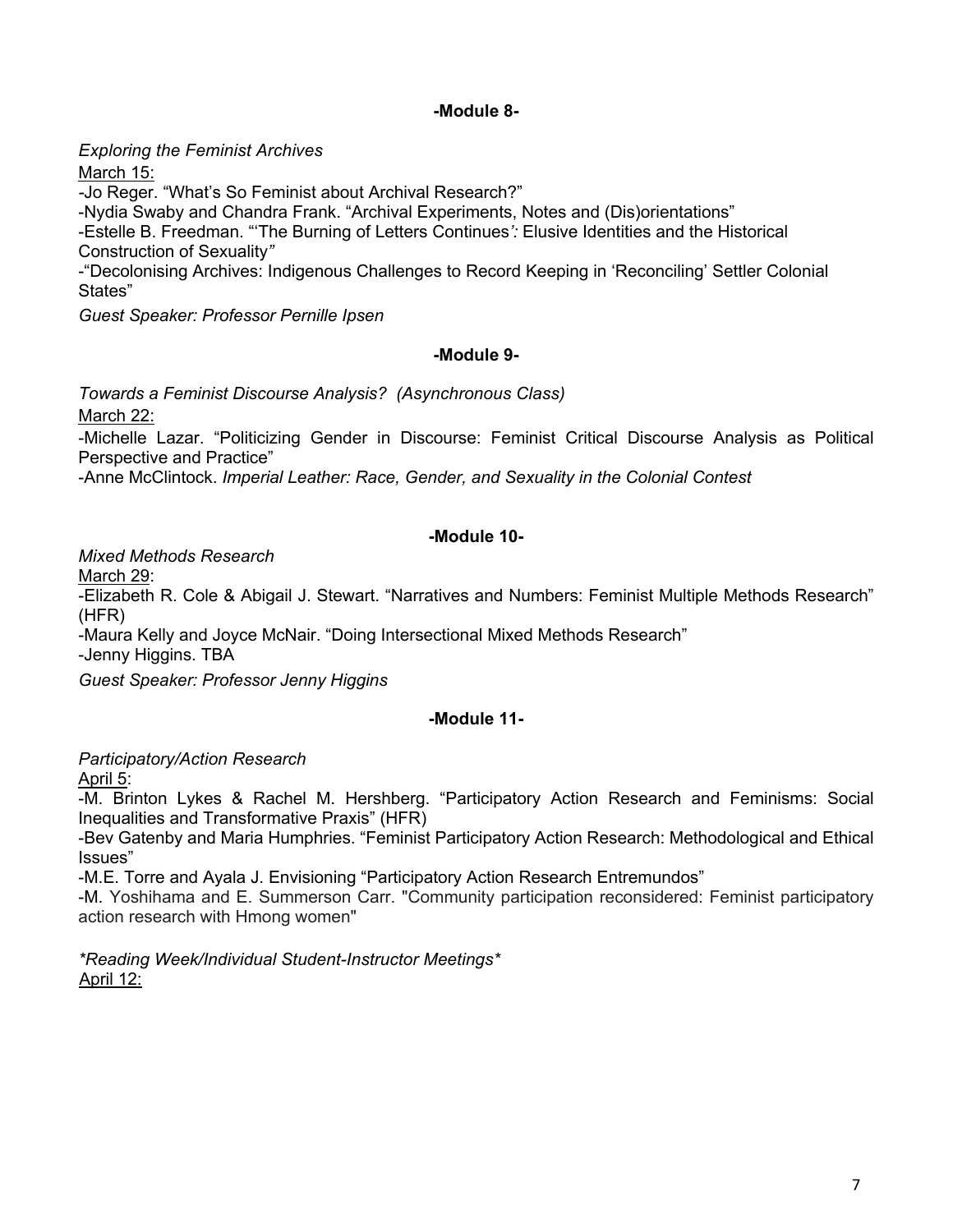**-Module 8-**

*Exploring the Feminist Archives*

March 15:

-Jo Reger. "What's So Feminist about Archival Research?"

-Nydia Swaby and Chandra Frank. "Archival Experiments, Notes and (Dis)orientations"

-Estelle B. Freedman. "'The Burning of Letters Continues*':* Elusive Identities and the Historical Construction of Sexuality*"*

-"Decolonising Archives: Indigenous Challenges to Record Keeping in 'Reconciling' Settler Colonial States"

*Guest Speaker: Professor Pernille Ipsen*

**-Module 9-**

*Towards a Feminist Discourse Analysis? (Asynchronous Class)*

March 22:

-Michelle Lazar. "Politicizing Gender in Discourse: Feminist Critical Discourse Analysis as Political Perspective and Practice"

-Anne McClintock. *Imperial Leather: Race, Gender, and Sexuality in the Colonial Contest*

**-Module 10-**

*Mixed Methods Research*

March 29:

-Elizabeth R. Cole & Abigail J. Stewart. "Narratives and Numbers: Feminist Multiple Methods Research" (HFR)

-Maura Kelly and Joyce McNair. "Doing Intersectional Mixed Methods Research"

-Jenny Higgins. TBA

*Guest Speaker: Professor Jenny Higgins*

**-Module 11-**

*Participatory/Action Research*

April 5:

-M. Brinton Lykes & Rachel M. Hershberg. "Participatory Action Research and Feminisms: Social Inequalities and Transformative Praxis" (HFR)

-Bev Gatenby and Maria Humphries. "Feminist Participatory Action Research: Methodological and Ethical Issues"

-M.E. Torre and Ayala J. Envisioning "Participatory Action Research Entremundos"

-M. Yoshihama and E. Summerson Carr. "Community participation reconsidered: Feminist participatory action research with Hmong women"

*\*Reading Week/Individual Student-Instructor Meetings\**

April 12: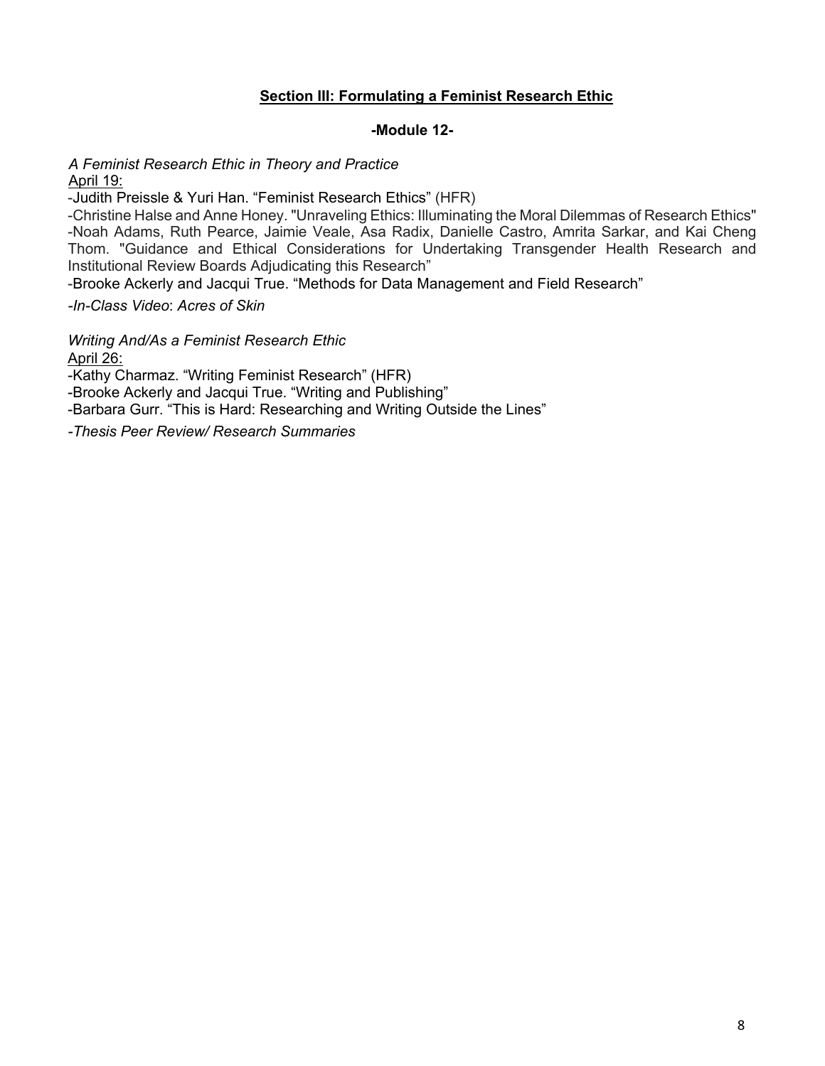## Section III: Formulating a Feminist Research Ethic

### -Module 12-

*A Feminist Research Ethic in Theory and Practice*

April 19:

-Judith Preissle & Yuri Han. "Feminist Research Ethics" (HFR)

-Christine Halse and Anne Honey. "Unraveling Ethics: Illuminating the Moral Dilemmas of Research Ethics"

-Noah Adams, Ruth Pearce, Jaimie Veale, Asa Radix, Danielle Castro, Amrita Sarkar, and Kai Cheng Thom. "Guidance and Ethical Considerations for Undertaking Transgender Health Research and Institutional Review Boards Adjudicating this Research"

-Brooke Ackerly and Jacqui True. "Methods for Data Management and Field Research"

-*In-Class Video*: *Acres of Skin*

*Writing And/As a Feminist Research Ethic*

April 26:

-Kathy Charmaz. "Writing Feminist Research" (HFR)

-Brooke Ackerly and Jacqui True. "Writing and Publishing"

-Barbara Gurr. "This is Hard: Researching and Writing Outside the Lines"

-*Thesis Peer Review/ Research Summaries*